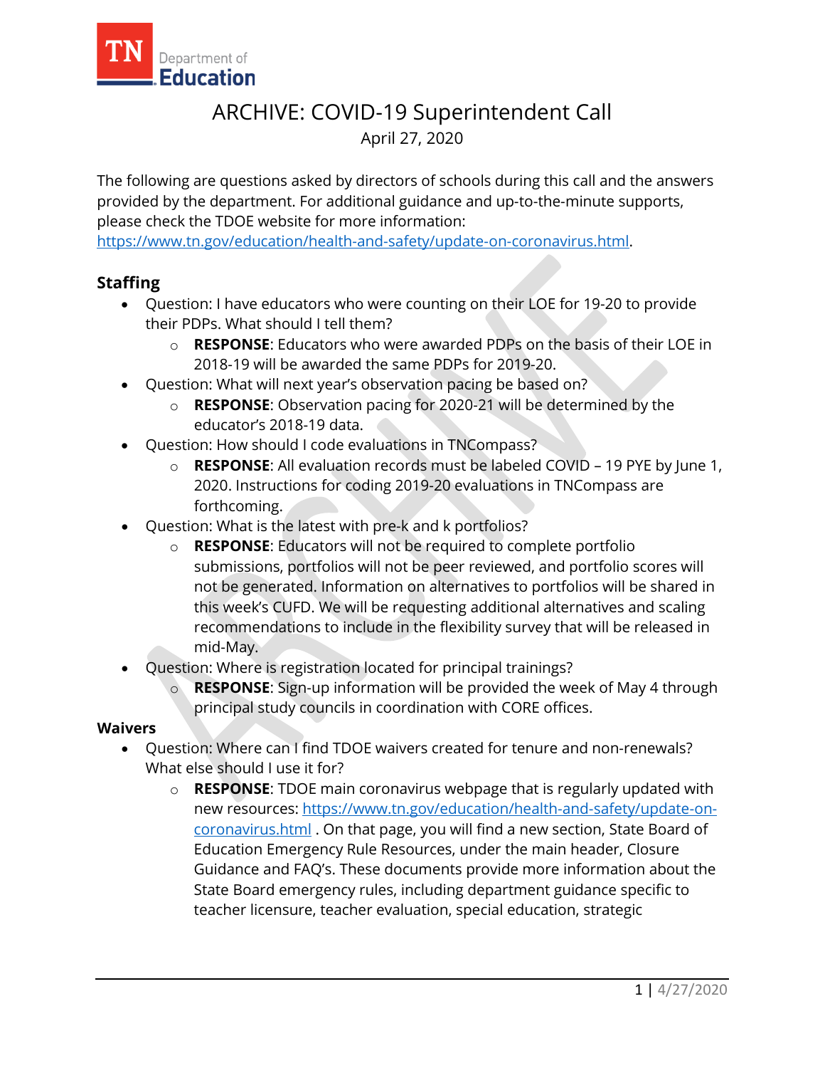# ARCHIVE: COVID-19 Superintendent Call

April 27, 2020

The following are questions asked by directors of schools during this call and the answers provided by the department. For additional guidance and up-to-the-minute supports, please check the TDOE website for more information: https://www.tn.gov/education/health-and-safety/update-on-coronavirus.html.

## Staffing

- Question: I have educators who were counting on their LOE for 19-20 to provide their PDPs. What should I tell them?
  - **RESPONSE**: Educators who were awarded PDPs on the basis of their LOE in 2018-19 will be awarded the same PDPs for 2019-20.
- Question: What will next year's observation pacing be based on?
  - **RESPONSE**: Observation pacing for 2020-21 will be determined by the educator's 2018-19 data.
- Question: How should I code evaluations in TNCompass?
  - **RESPONSE**: All evaluation records must be labeled COVID – 19 PYE by June 1, 2020. Instructions for coding 2019-20 evaluations in TNCompass are forthcoming.
- Question: What is the latest with pre-k and k portfolios?
  - **RESPONSE**: Educators will not be required to complete portfolio submissions, portfolios will not be peer reviewed, and portfolio scores will not be generated. Information on alternatives to portfolios will be shared in this week's CUFD. We will be requesting additional alternatives and scaling recommendations to include in the flexibility survey that will be released in mid-May.
- Question: Where is registration located for principal trainings?
  - **RESPONSE**: Sign-up information will be provided the week of May 4 through principal study councils in coordination with CORE offices.

## Waivers

- Question: Where can I find TDOE waivers created for tenure and non-renewals? What else should I use it for?
  - **RESPONSE**: TDOE main coronavirus webpage that is regularly updated with new resources: https://www.tn.gov/education/health-and-safety/update-on-coronavirus.html . On that page, you will find a new section, State Board of Education Emergency Rule Resources, under the main header, Closure Guidance and FAQ's. These documents provide more information about the State Board emergency rules, including department guidance specific to teacher licensure, teacher evaluation, special education, strategic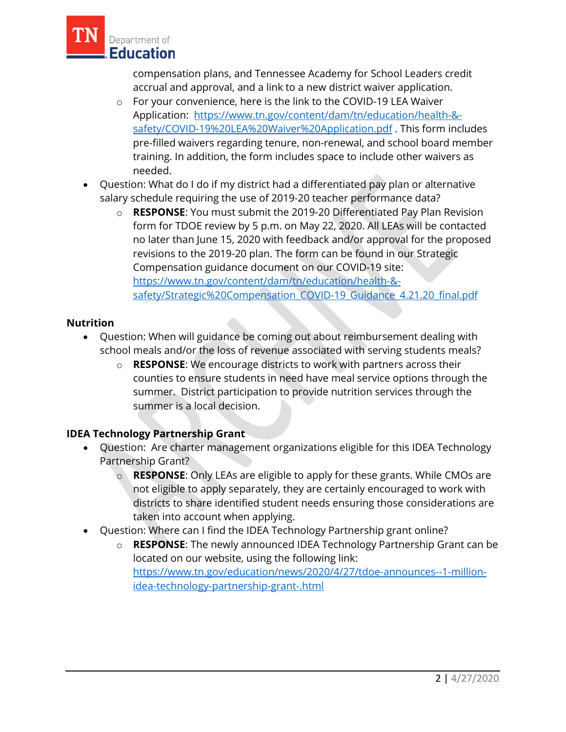compensation plans, and Tennessee Academy for School Leaders credit accrual and approval, and a link to a new district waiver application.

  - For your convenience, here is the link to the COVID-19 LEA Waiver Application: [https://www.tn.gov/content/dam/tn/education/health-&-safety/COVID-19%20LEA%20Waiver%20Application.pdf](https://www.tn.gov/content/dam/tn/education/health-&-safety/COVID-19%20LEA%20Waiver%20Application.pdf) . This form includes pre-filled waivers regarding tenure, non-renewal, and school board member training. In addition, the form includes space to include other waivers as needed.

- Question: What do I do if my district had a differentiated pay plan or alternative salary schedule requiring the use of 2019-20 teacher performance data?
  - **RESPONSE**: You must submit the 2019-20 Differentiated Pay Plan Revision form for TDOE review by 5 p.m. on May 22, 2020. All LEAs will be contacted no later than June 15, 2020 with feedback and/or approval for the proposed revisions to the 2019-20 plan. The form can be found in our Strategic Compensation guidance document on our COVID-19 site: [https://www.tn.gov/content/dam/tn/education/health-&-safety/Strategic%20Compensation_COVID-19_Guidance_4.21.20_final.pdf](https://www.tn.gov/content/dam/tn/education/health-&-safety/Strategic%20Compensation_COVID-19_Guidance_4.21.20_final.pdf)

**Nutrition**

- Question: When will guidance be coming out about reimbursement dealing with school meals and/or the loss of revenue associated with serving students meals?
  - **RESPONSE**: We encourage districts to work with partners across their counties to ensure students in need have meal service options through the summer. District participation to provide nutrition services through the summer is a local decision.

**IDEA Technology Partnership Grant**

- Question: Are charter management organizations eligible for this IDEA Technology Partnership Grant?
  - **RESPONSE**: Only LEAs are eligible to apply for these grants. While CMOs are not eligible to apply separately, they are certainly encouraged to work with districts to share identified student needs ensuring those considerations are taken into account when applying.
- Question: Where can I find the IDEA Technology Partnership grant online?
  - **RESPONSE**: The newly announced IDEA Technology Partnership Grant can be located on our website, using the following link: [https://www.tn.gov/education/news/2020/4/27/tdoe-announces--1-million-idea-technology-partnership-grant-.html](https://www.tn.gov/education/news/2020/4/27/tdoe-announces--1-million-idea-technology-partnership-grant-.html)